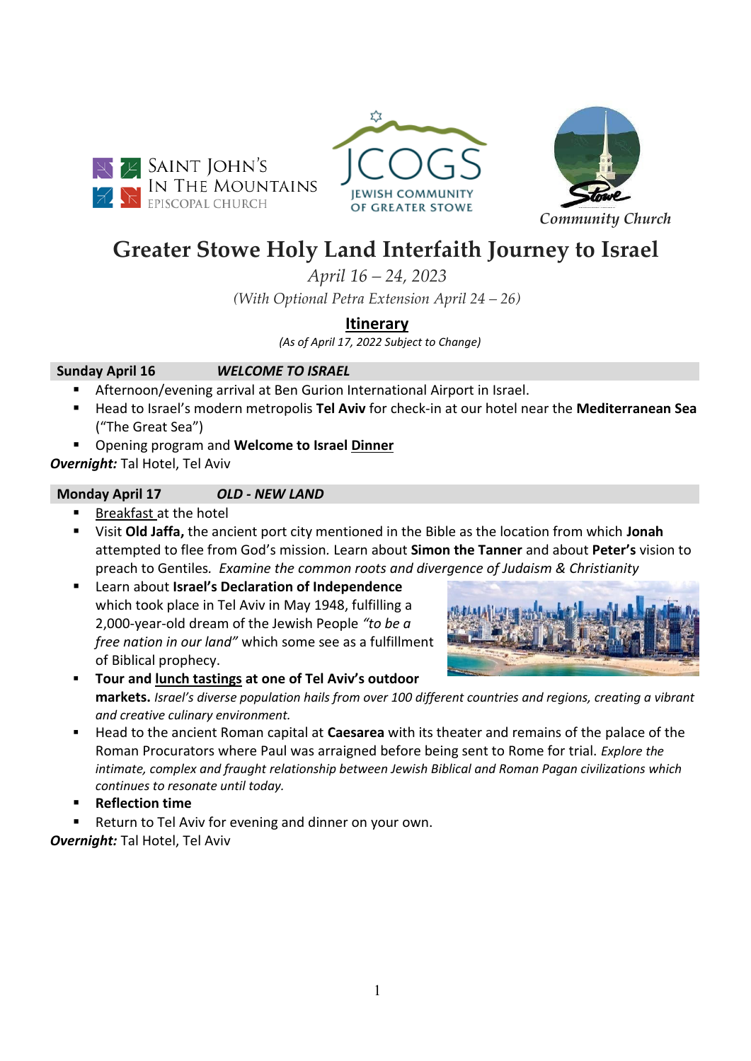Saint John's In The Mountains Episcopal Church

JCOGS Jewish Community of Greater Stowe

Stowe Community Church

# Greater Stowe Holy Land Interfaith Journey to Israel

*April 16 – 24, 2023*

*(With Optional Petra Extension April 24 – 26)*

## Itinerary

*(As of April 17, 2022 Subject to Change)*

### Sunday April 16 — *WELCOME TO ISRAEL*

- Afternoon/evening arrival at Ben Gurion International Airport in Israel.
- Head to Israel's modern metropolis **Tel Aviv** for check-in at our hotel near the **Mediterranean Sea** ("The Great Sea")
- Opening program and **Welcome to Israel Dinner**

***Overnight:*** Tal Hotel, Tel Aviv

### Monday April 17 — *OLD - NEW LAND*

- Breakfast at the hotel
- Visit **Old Jaffa,** the ancient port city mentioned in the Bible as the location from which **Jonah** attempted to flee from God's mission. Learn about **Simon the Tanner** and about **Peter's** vision to preach to Gentiles. *Examine the common roots and divergence of Judaism & Christianity*
- Learn about **Israel's Declaration of Independence** which took place in Tel Aviv in May 1948, fulfilling a 2,000-year-old dream of the Jewish People *"to be a free nation in our land"* which some see as a fulfillment of Biblical prophecy.
- **Tour and lunch tastings at one of Tel Aviv's outdoor markets.** *Israel's diverse population hails from over 100 different countries and regions, creating a vibrant and creative culinary environment.*
- Head to the ancient Roman capital at **Caesarea** with its theater and remains of the palace of the Roman Procurators where Paul was arraigned before being sent to Rome for trial. *Explore the intimate, complex and fraught relationship between Jewish Biblical and Roman Pagan civilizations which continues to resonate until today.*
- **Reflection time**
- Return to Tel Aviv for evening and dinner on your own.

***Overnight:*** Tal Hotel, Tel Aviv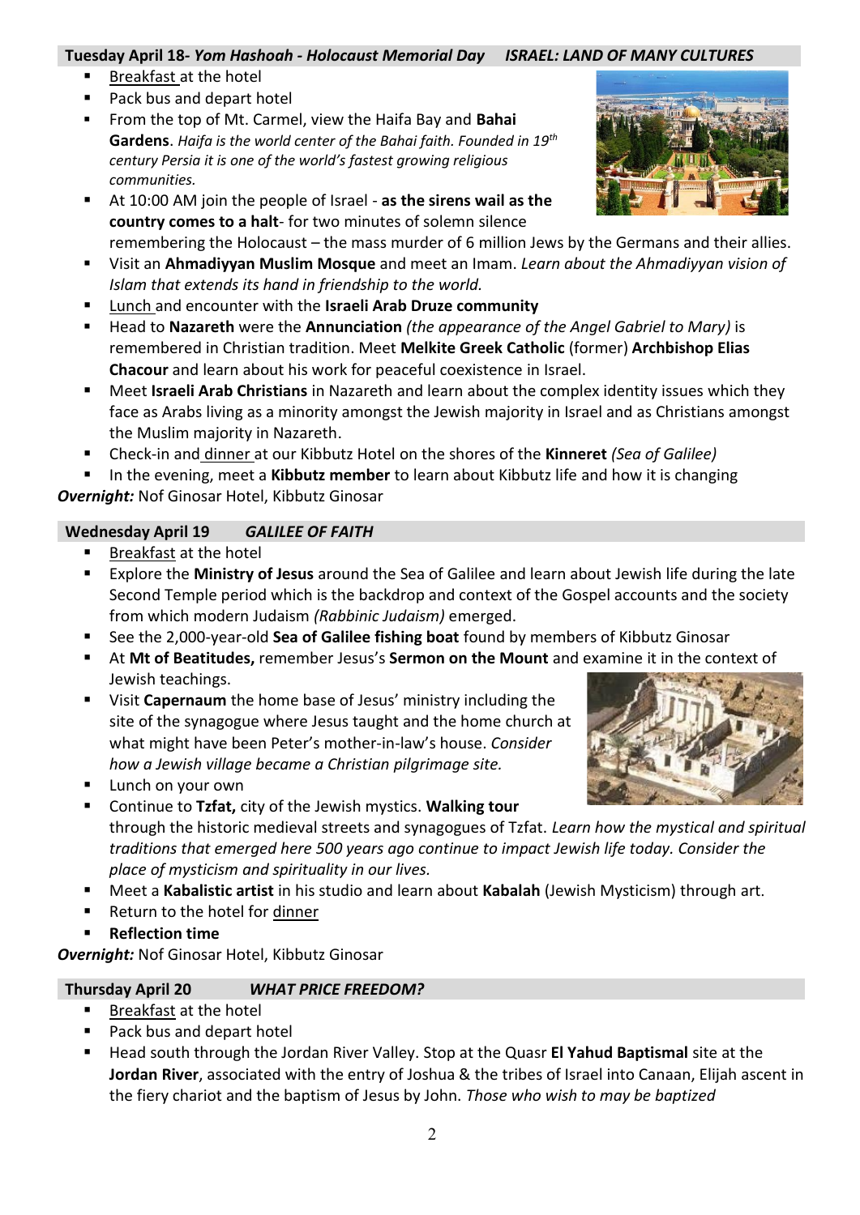**Tuesday April 18-** ***Yom Hashoah - Holocaust Memorial Day*** ***ISRAEL: LAND OF MANY CULTURES***

- Breakfast at the hotel
- Pack bus and depart hotel
- From the top of Mt. Carmel, view the Haifa Bay and **Bahai Gardens**. *Haifa is the world center of the Bahai faith. Founded in 19th century Persia it is one of the world's fastest growing religious communities.*
- At 10:00 AM join the people of Israel - **as the sirens wail as the country comes to a halt**- for two minutes of solemn silence remembering the Holocaust – the mass murder of 6 million Jews by the Germans and their allies.
- Visit an **Ahmadiyyan Muslim Mosque** and meet an Imam. *Learn about the Ahmadiyyan vision of Islam that extends its hand in friendship to the world.*
- Lunch and encounter with the **Israeli Arab Druze community**
- Head to **Nazareth** were the **Annunciation** *(the appearance of the Angel Gabriel to Mary)* is remembered in Christian tradition. Meet **Melkite Greek Catholic** (former) **Archbishop Elias Chacour** and learn about his work for peaceful coexistence in Israel.
- Meet **Israeli Arab Christians** in Nazareth and learn about the complex identity issues which they face as Arabs living as a minority amongst the Jewish majority in Israel and as Christians amongst the Muslim majority in Nazareth.
- Check-in and dinner at our Kibbutz Hotel on the shores of the **Kinneret** *(Sea of Galilee)*
- In the evening, meet a **Kibbutz member** to learn about Kibbutz life and how it is changing

***Overnight:*** Nof Ginosar Hotel, Kibbutz Ginosar

**Wednesday April 19** ***GALILEE OF FAITH***

- Breakfast at the hotel
- Explore the **Ministry of Jesus** around the Sea of Galilee and learn about Jewish life during the late Second Temple period which is the backdrop and context of the Gospel accounts and the society from which modern Judaism *(Rabbinic Judaism)* emerged.
- See the 2,000-year-old **Sea of Galilee fishing boat** found by members of Kibbutz Ginosar
- At **Mt of Beatitudes,** remember Jesus's **Sermon on the Mount** and examine it in the context of Jewish teachings.
- Visit **Capernaum** the home base of Jesus' ministry including the site of the synagogue where Jesus taught and the home church at what might have been Peter's mother-in-law's house. *Consider how a Jewish village became a Christian pilgrimage site.*
- Lunch on your own
- Continue to **Tzfat,** city of the Jewish mystics. **Walking tour** through the historic medieval streets and synagogues of Tzfat. *Learn how the mystical and spiritual traditions that emerged here 500 years ago continue to impact Jewish life today. Consider the place of mysticism and spirituality in our lives.*
- Meet a **Kabalistic artist** in his studio and learn about **Kabalah** (Jewish Mysticism) through art.
- Return to the hotel for dinner
- **Reflection time**

***Overnight:*** Nof Ginosar Hotel, Kibbutz Ginosar

**Thursday April 20** ***WHAT PRICE FREEDOM?***

- Breakfast at the hotel
- Pack bus and depart hotel
- Head south through the Jordan River Valley. Stop at the Quasr **El Yahud Baptismal** site at the **Jordan River**, associated with the entry of Joshua & the tribes of Israel into Canaan, Elijah ascent in the fiery chariot and the baptism of Jesus by John. *Those who wish to may be baptized*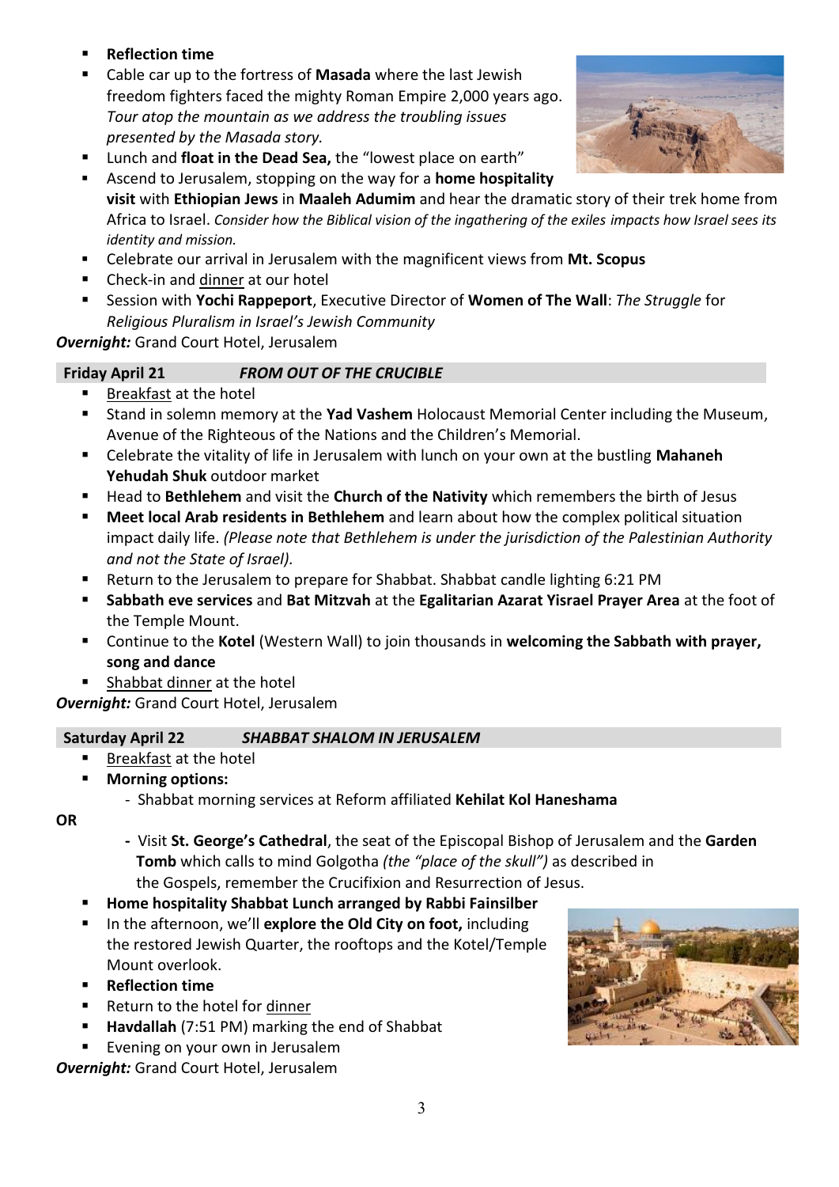- **Reflection time**
- Cable car up to the fortress of **Masada** where the last Jewish freedom fighters faced the mighty Roman Empire 2,000 years ago. *Tour atop the mountain as we address the troubling issues presented by the Masada story.*
- Lunch and **float in the Dead Sea,** the "lowest place on earth"
- Ascend to Jerusalem, stopping on the way for a **home hospitality visit** with **Ethiopian Jews** in **Maaleh Adumim** and hear the dramatic story of their trek home from Africa to Israel. *Consider how the Biblical vision of the ingathering of the exiles impacts how Israel sees its identity and mission.*
- Celebrate our arrival in Jerusalem with the magnificent views from **Mt. Scopus**
- Check-in and dinner at our hotel
- Session with **Yochi Rappeport**, Executive Director of **Women of The Wall**: *The Struggle* for *Religious Pluralism in Israel's Jewish Community*

***Overnight:*** Grand Court Hotel, Jerusalem

## Friday April 21 — *FROM OUT OF THE CRUCIBLE*

- Breakfast at the hotel
- Stand in solemn memory at the **Yad Vashem** Holocaust Memorial Center including the Museum, Avenue of the Righteous of the Nations and the Children's Memorial.
- Celebrate the vitality of life in Jerusalem with lunch on your own at the bustling **Mahaneh Yehudah Shuk** outdoor market
- Head to **Bethlehem** and visit the **Church of the Nativity** which remembers the birth of Jesus
- **Meet local Arab residents in Bethlehem** and learn about how the complex political situation impact daily life. *(Please note that Bethlehem is under the jurisdiction of the Palestinian Authority and not the State of Israel).*
- Return to the Jerusalem to prepare for Shabbat. Shabbat candle lighting 6:21 PM
- **Sabbath eve services** and **Bat Mitzvah** at the **Egalitarian Azarat Yisrael Prayer Area** at the foot of the Temple Mount.
- Continue to the **Kotel** (Western Wall) to join thousands in **welcoming the Sabbath with prayer, song and dance**
- Shabbat dinner at the hotel

***Overnight:*** Grand Court Hotel, Jerusalem

## Saturday April 22 — *SHABBAT SHALOM IN JERUSALEM*

- Breakfast at the hotel
- **Morning options:**
  - Shabbat morning services at Reform affiliated **Kehilat Kol Haneshama**

**OR**

  - Visit **St. George's Cathedral**, the seat of the Episcopal Bishop of Jerusalem and the **Garden Tomb** which calls to mind Golgotha *(the "place of the skull")* as described in the Gospels, remember the Crucifixion and Resurrection of Jesus.
- **Home hospitality Shabbat Lunch arranged by Rabbi Fainsilber**
- In the afternoon, we'll **explore the Old City on foot,** including the restored Jewish Quarter, the rooftops and the Kotel/Temple Mount overlook.
- **Reflection time**
- Return to the hotel for dinner
- **Havdallah** (7:51 PM) marking the end of Shabbat
- Evening on your own in Jerusalem

***Overnight:*** Grand Court Hotel, Jerusalem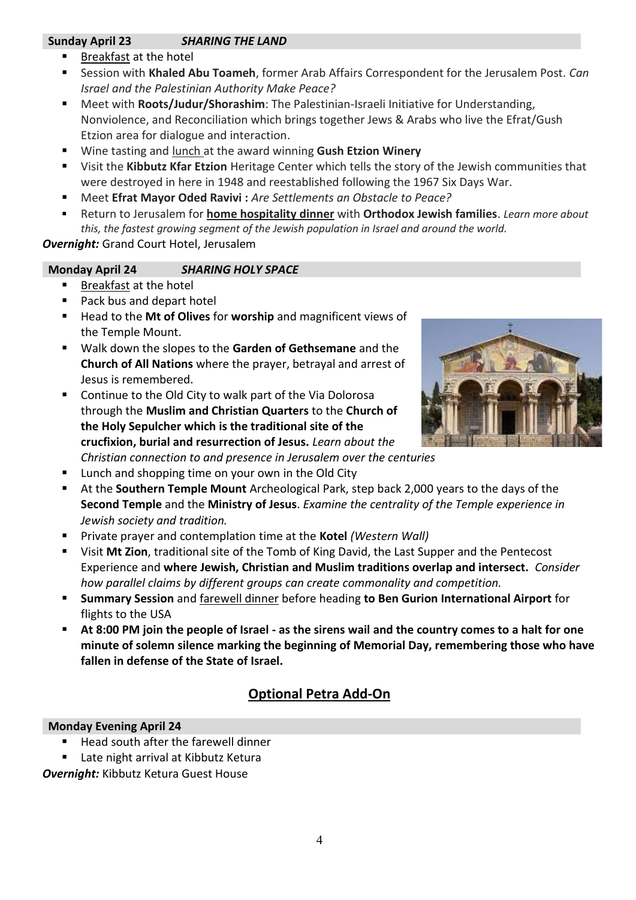**Sunday April 23** ***SHARING THE LAND***

- Breakfast at the hotel
- Session with **Khaled Abu Toameh**, former Arab Affairs Correspondent for the Jerusalem Post. *Can Israel and the Palestinian Authority Make Peace?*
- Meet with **Roots/Judur/Shorashim**: The Palestinian-Israeli Initiative for Understanding, Nonviolence, and Reconciliation which brings together Jews & Arabs who live the Efrat/Gush Etzion area for dialogue and interaction.
- Wine tasting and lunch at the award winning **Gush Etzion Winery**
- Visit the **Kibbutz Kfar Etzion** Heritage Center which tells the story of the Jewish communities that were destroyed in here in 1948 and reestablished following the 1967 Six Days War.
- Meet **Efrat Mayor Oded Ravivi :** *Are Settlements an Obstacle to Peace?*
- Return to Jerusalem for **home hospitality dinner** with **Orthodox Jewish families**. *Learn more about this, the fastest growing segment of the Jewish population in Israel and around the world.*

***Overnight:*** Grand Court Hotel, Jerusalem

**Monday April 24** ***SHARING HOLY SPACE***

- Breakfast at the hotel
- Pack bus and depart hotel
- Head to the **Mt of Olives** for **worship** and magnificent views of the Temple Mount.
- Walk down the slopes to the **Garden of Gethsemane** and the **Church of All Nations** where the prayer, betrayal and arrest of Jesus is remembered.
- Continue to the Old City to walk part of the Via Dolorosa through the **Muslim and Christian Quarters** to the **Church of the Holy Sepulcher which is the traditional site of the crucfixion, burial and resurrection of Jesus.** *Learn about the Christian connection to and presence in Jerusalem over the centuries*
- Lunch and shopping time on your own in the Old City
- At the **Southern Temple Mount** Archeological Park, step back 2,000 years to the days of the **Second Temple** and the **Ministry of Jesus**. *Examine the centrality of the Temple experience in Jewish society and tradition.*
- Private prayer and contemplation time at the **Kotel** *(Western Wall)*
- Visit **Mt Zion**, traditional site of the Tomb of King David, the Last Supper and the Pentecost Experience and **where Jewish, Christian and Muslim traditions overlap and intersect.** *Consider how parallel claims by different groups can create commonality and competition.*
- **Summary Session** and farewell dinner before heading **to Ben Gurion International Airport** for flights to the USA
- **At 8:00 PM join the people of Israel - as the sirens wail and the country comes to a halt for one minute of solemn silence marking the beginning of Memorial Day, remembering those who have fallen in defense of the State of Israel.**

## Optional Petra Add-On

**Monday Evening April 24**

- Head south after the farewell dinner
- Late night arrival at Kibbutz Ketura

***Overnight:*** Kibbutz Ketura Guest House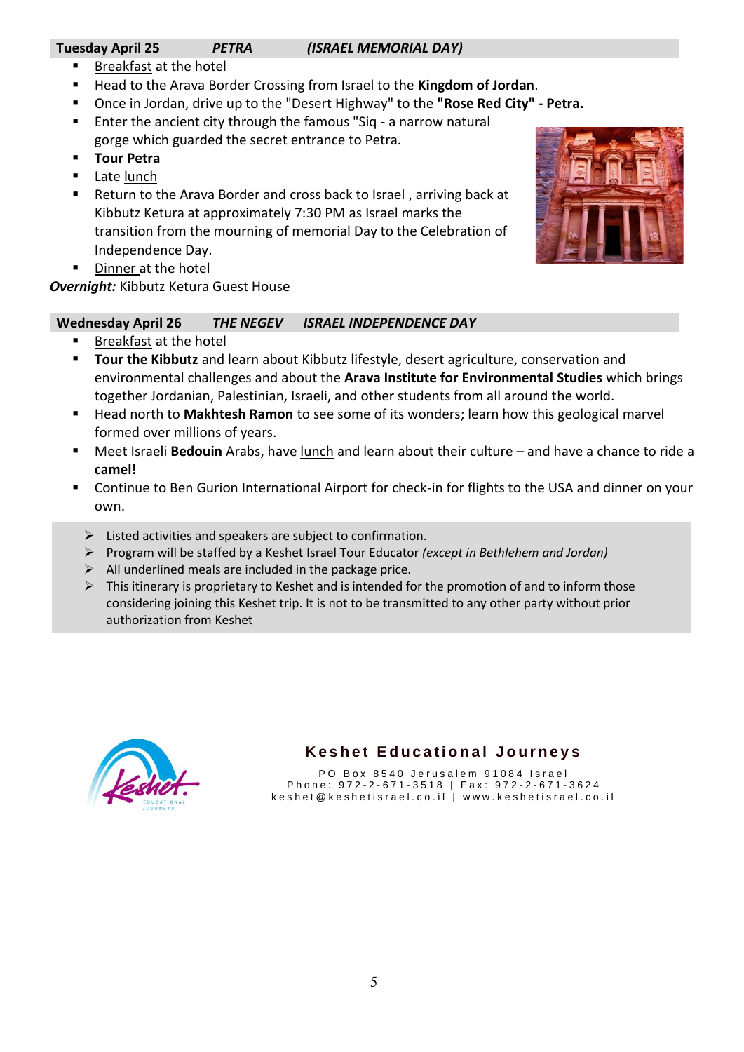**Tuesday April 25** *PETRA* *(ISRAEL MEMORIAL DAY)*

- Breakfast at the hotel
- Head to the Arava Border Crossing from Israel to the **Kingdom of Jordan**.
- Once in Jordan, drive up to the "Desert Highway" to the **"Rose Red City" - Petra.**
- Enter the ancient city through the famous "Siq - a narrow natural gorge which guarded the secret entrance to Petra.
- **Tour Petra**
- Late lunch
- Return to the Arava Border and cross back to Israel , arriving back at Kibbutz Ketura at approximately 7:30 PM as Israel marks the transition from the mourning of memorial Day to the Celebration of Independence Day.
- Dinner at the hotel

***Overnight:*** Kibbutz Ketura Guest House

**Wednesday April 26** *THE NEGEV* *ISRAEL INDEPENDENCE DAY*

- Breakfast at the hotel
- **Tour the Kibbutz** and learn about Kibbutz lifestyle, desert agriculture, conservation and environmental challenges and about the **Arava Institute for Environmental Studies** which brings together Jordanian, Palestinian, Israeli, and other students from all around the world.
- Head north to **Makhtesh Ramon** to see some of its wonders; learn how this geological marvel formed over millions of years.
- Meet Israeli **Bedouin** Arabs, have lunch and learn about their culture – and have a chance to ride a **camel!**
- Continue to Ben Gurion International Airport for check-in for flights to the USA and dinner on your own.

> - Listed activities and speakers are subject to confirmation.
> - Program will be staffed by a Keshet Israel Tour Educator *(except in Bethlehem and Jordan)*
> - All underlined meals are included in the package price.
> - This itinerary is proprietary to Keshet and is intended for the promotion of and to inform those considering joining this Keshet trip. It is not to be transmitted to any other party without prior authorization from Keshet

**Keshet Educational Journeys**

PO Box 8540 Jerusalem 91084 Israel
Phone: 972-2-671-3518 | Fax: 972-2-671-3624
keshet@keshetisrael.co.il | www.keshetisrael.co.il